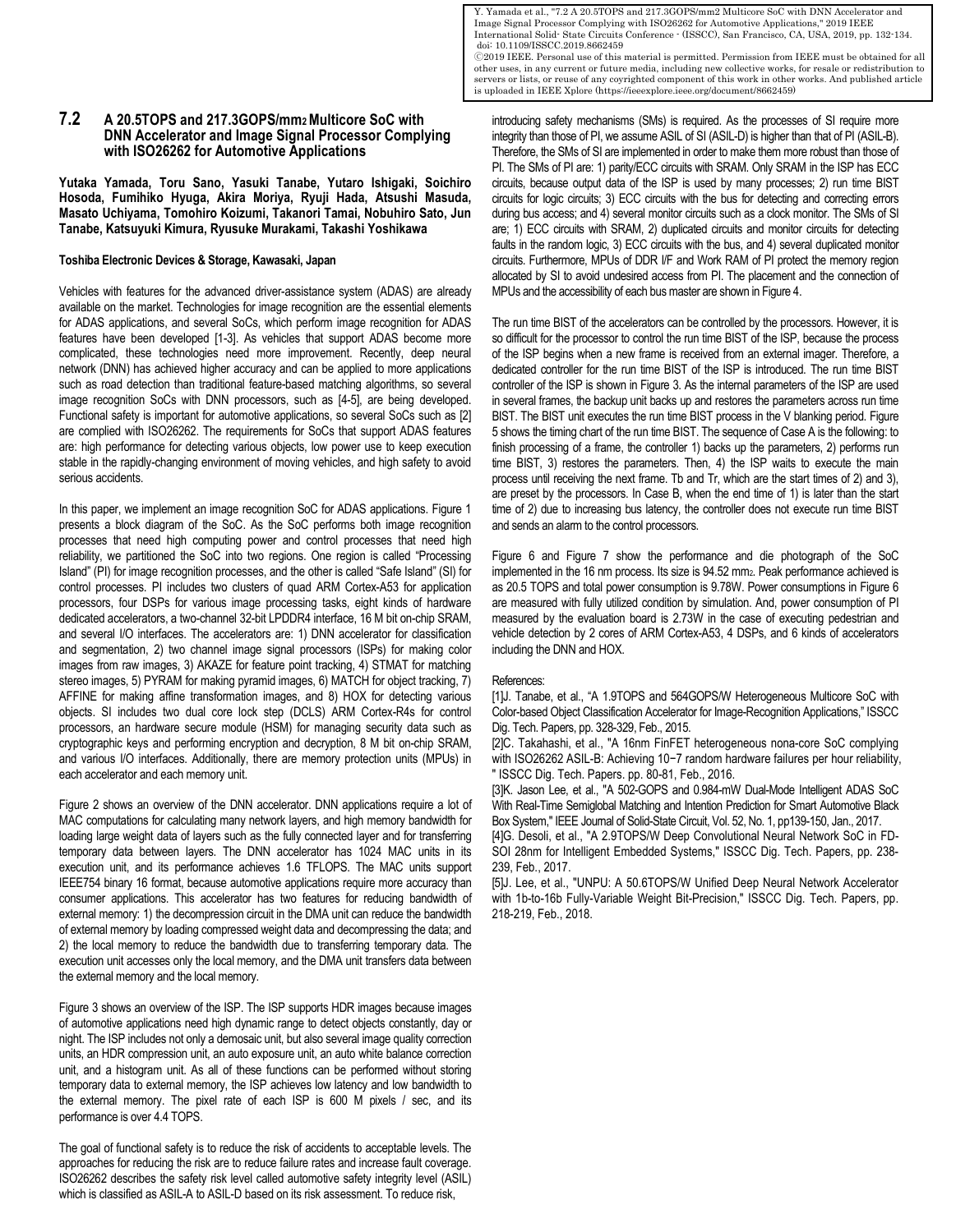Y. Yamada et al., "7.2 A 20.5TOPS and 217.3GOPS/mm2 Multicore SoC with DNN Accelerator and Image Signal Processor Complying with ISO26262 for Automotive Applications," 2019 IEEE International Solid- State Circuits Conference - (ISSCC), San Francisco, CA, USA, 2019, pp. 132-134. doi: 10.1109/ISSCC.2019.8662459

©2019 IEEE. Personal use of this material is permitted. Permission from IEEE must be obtained for all other uses, in any current or future media, including new collective works, for resale or redistribution to servers or lists, or reuse of any copyrighted component of this work in other works. And published article is uploaded in IEEE Xplore (https://ieeexplore.ieee.org/document/8662459)

# 7.2 A 20.5TOPS and 217.3GOPS/mm2 Multicore SoC with DNN Accelerator and Image Signal Processor Complying with ISO26262 for Automotive Applications

**Yutaka Yamada, Toru Sano, Yasuki Tanabe, Yutaro Ishigaki, Soichiro Hosoda, Fumihiko Hyuga, Akira Moriya, Ryuji Hada, Atsushi Masuda, Masato Uchiyama, Tomohiro Koizumi, Takanori Tamai, Nobuhiro Sato, Jun Tanabe, Katsuyuki Kimura, Ryusuke Murakami, Takashi Yoshikawa**

**Toshiba Electronic Devices & Storage, Kawasaki, Japan**

Vehicles with features for the advanced driver-assistance system (ADAS) are already available on the market. Technologies for image recognition are the essential elements for ADAS applications, and several SoCs, which perform image recognition for ADAS features have been developed [1-3]. As vehicles that support ADAS become more complicated, these technologies need more improvement. Recently, deep neural network (DNN) has achieved higher accuracy and can be applied to more applications such as road detection than traditional feature-based matching algorithms, so several image recognition SoCs with DNN processors, such as [4-5], are being developed. Functional safety is important for automotive applications, so several SoCs such as [2] are complied with ISO26262. The requirements for SoCs that support ADAS features are: high performance for detecting various objects, low power use to keep execution stable in the rapidly-changing environment of moving vehicles, and high safety to avoid serious accidents.

In this paper, we implement an image recognition SoC for ADAS applications. Figure 1 presents a block diagram of the SoC. As the SoC performs both image recognition processes that need high computing power and control processes that need high reliability, we partitioned the SoC into two regions. One region is called "Processing Island" (PI) for image recognition processes, and the other is called "Safe Island" (SI) for control processes. PI includes two clusters of quad ARM Cortex-A53 for application processors, four DSPs for various image processing tasks, eight kinds of hardware dedicated accelerators, a two-channel 32-bit LPDDR4 interface, 16 M bit on-chip SRAM, and several I/O interfaces. The accelerators are: 1) DNN accelerator for classification and segmentation, 2) two channel image signal processors (ISPs) for making color images from raw images, 3) AKAZE for feature point tracking, 4) STMAT for matching stereo images, 5) PYRAM for making pyramid images, 6) MATCH for object tracking, 7) AFFINE for making affine transformation images, and 8) HOX for detecting various objects. SI includes two dual core lock step (DCLS) ARM Cortex-R4s for control processors, an hardware secure module (HSM) for managing security data such as cryptographic keys and performing encryption and decryption, 8 M bit on-chip SRAM, and various I/O interfaces. Additionally, there are memory protection units (MPUs) in each accelerator and each memory unit.

Figure 2 shows an overview of the DNN accelerator. DNN applications require a lot of MAC computations for calculating many network layers, and high memory bandwidth for loading large weight data of layers such as the fully connected layer and for transferring temporary data between layers. The DNN accelerator has 1024 MAC units in its execution unit, and its performance achieves 1.6 TFLOPS. The MAC units support IEEE754 binary 16 format, because automotive applications require more accuracy than consumer applications. This accelerator has two features for reducing bandwidth of external memory: 1) the decompression circuit in the DMA unit can reduce the bandwidth of external memory by loading compressed weight data and decompressing the data; and 2) the local memory to reduce the bandwidth due to transferring temporary data. The execution unit accesses only the local memory, and the DMA unit transfers data between the external memory and the local memory.

Figure 3 shows an overview of the ISP. The ISP supports HDR images because images of automotive applications need high dynamic range to detect objects constantly, day or night. The ISP includes not only a demosaic unit, but also several image quality correction units, an HDR compression unit, an auto exposure unit, an auto white balance correction unit, and a histogram unit. As all of these functions can be performed without storing temporary data to external memory, the ISP achieves low latency and low bandwidth to the external memory. The pixel rate of each ISP is 600 M pixels / sec, and its performance is over 4.4 TOPS.

The goal of functional safety is to reduce the risk of accidents to acceptable levels. The approaches for reducing the risk are to reduce failure rates and increase fault coverage. ISO26262 describes the safety risk level called automotive safety integrity level (ASIL) which is classified as ASIL-A to ASIL-D based on its risk assessment. To reduce risk, introducing safety mechanisms (SMs) is required. As the processes of SI require more integrity than those of PI, we assume ASIL of SI (ASIL-D) is higher than that of PI (ASIL-B). Therefore, the SMs of SI are implemented in order to make them more robust than those of PI. The SMs of PI are: 1) parity/ECC circuits with SRAM. Only SRAM in the ISP has ECC circuits, because output data of the ISP is used by many processes; 2) run time BIST circuits for logic circuits; 3) ECC circuits with the bus for detecting and correcting errors during bus access; and 4) several monitor circuits such as a clock monitor. The SMs of SI are; 1) ECC circuits with SRAM, 2) duplicated circuits and monitor circuits for detecting faults in the random logic, 3) ECC circuits with the bus, and 4) several duplicated monitor circuits. Furthermore, MPUs of DDR I/F and Work RAM of PI protect the memory region allocated by SI to avoid undesired access from PI. The placement and the connection of MPUs and the accessibility of each bus master are shown in Figure 4.

The run time BIST of the accelerators can be controlled by the processors. However, it is so difficult for the processor to control the run time BIST of the ISP, because the process of the ISP begins when a new frame is received from an external imager. Therefore, a dedicated controller for the run time BIST of the ISP is introduced. The run time BIST controller of the ISP is shown in Figure 3. As the internal parameters of the ISP are used in several frames, the backup unit backs up and restores the parameters across run time BIST. The BIST unit executes the run time BIST process in the V blanking period. Figure 5 shows the timing chart of the run time BIST. The sequence of Case A is the following: to finish processing of a frame, the controller 1) backs up the parameters, 2) performs run time BIST, 3) restores the parameters. Then, 4) the ISP waits to execute the main process until receiving the next frame. Tb and Tr, which are the start times of 2) and 3), are preset by the processors. In Case B, when the end time of 1) is later than the start time of 2) due to increasing bus latency, the controller does not execute run time BIST and sends an alarm to the control processors.

Figure 6 and Figure 7 show the performance and die photograph of the SoC implemented in the 16 nm process. Its size is 94.52 mm2. Peak performance achieved is as 20.5 TOPS and total power consumption is 9.78W. Power consumptions in Figure 6 are measured with fully utilized condition by simulation. And, power consumption of PI measured by the evaluation board is 2.73W in the case of executing pedestrian and vehicle detection by 2 cores of ARM Cortex-A53, 4 DSPs, and 6 kinds of accelerators including the DNN and HOX.

References:

[1]J. Tanabe, et al., "A 1.9TOPS and 564GOPS/W Heterogeneous Multicore SoC with Color-based Object Classification Accelerator for Image-Recognition Applications," ISSCC Dig. Tech. Papers, pp. 328-329, Feb., 2015.

[2]C. Takahashi, et al., "A 16nm FinFET heterogeneous nona-core SoC complying with ISO26262 ASIL-B: Achieving 10−7 random hardware failures per hour reliability, " ISSCC Dig. Tech. Papers. pp. 80-81, Feb., 2016.

[3]K. Jason Lee, et al., "A 502-GOPS and 0.984-mW Dual-Mode Intelligent ADAS SoC With Real-Time Semiglobal Matching and Intention Prediction for Smart Automotive Black Box System," IEEE Journal of Solid-State Circuit, Vol. 52, No. 1, pp139-150, Jan., 2017.

[4]G. Desoli, et al., "A 2.9TOPS/W Deep Convolutional Neural Network SoC in FD-SOI 28nm for Intelligent Embedded Systems," ISSCC Dig. Tech. Papers, pp. 238-239, Feb., 2017.

[5]J. Lee, et al., "UNPU: A 50.6TOPS/W Unified Deep Neural Network Accelerator with 1b-to-16b Fully-Variable Weight Bit-Precision," ISSCC Dig. Tech. Papers, pp. 218-219, Feb., 2018.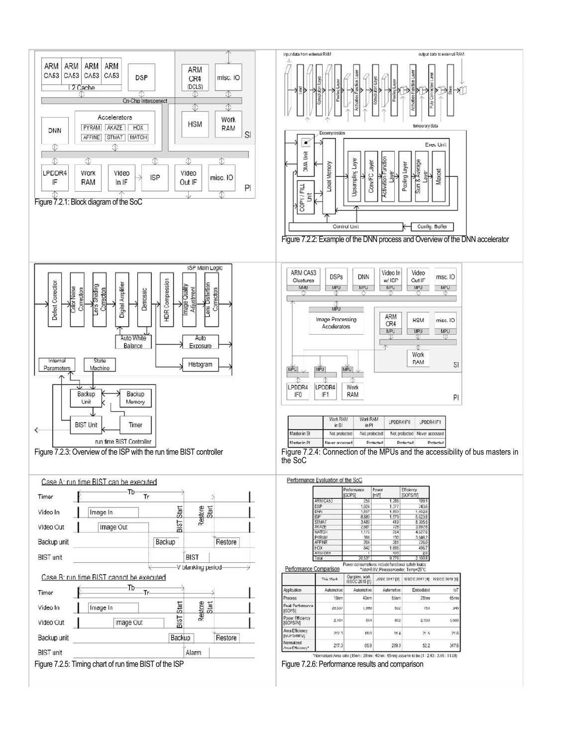Figure 7.2.1: Block diagram of the SoC

Figure 7.2.2: Example of the DNN process and Overview of the DNN accelerator

Figure 7.2.3: Overview of the ISP with the run time BIST controller

| | Work RAM in SI | Work RAM in PI | LPDDR4 IF0 | LPDDR4 IF1 |
| --- | --- | --- | --- | --- |
| Master in SI | Not protected | Not protected | Not protected | Never accessed |
| Master in PI | Never accessed | Protected | Protected | Protected |

Figure 7.2.4: Connection of the MPUs and the accessibility of bus masters in the SoC

Figure 7.2.5: Timing chart of run time BIST of the ISP

Performance Evaluation of the SoC

| | Performance [GOPS] | Power [mW] | Efficiency [GOPS/W] |
| --- | --- | --- | --- |
| ARM CA53 | 256 | 1,286 | 199.1 |
| DSP | 1,024 | 1,377 | 743.6 |
| DNN | 1,607 | 1,603 | 1,002.6 |
| ISP | 8,880 | 1,579 | 5,623.8 |
| STMAT | 3,480 | 419 | 8,305.5 |
| AKAZE | 2,681 | 726 | 3,692.8 |
| MATCH | 1,175 | 254 | 4,627.6 |
| PYRAM | 396 | 130 | 3,046.2 |
| AFFINE | 204 | 281 | 726.0 |
| HOX | 842 | 1,696 | 496.7 |
| ARM CR4 | 1 | 435 | 2.8 |
| Total | 20,537 | 9,776 | 2,100.8 |

Power consumptions include functional safety logics
*Vdd=0.8V; Process=center; Temp=25°C

Performance Comparison

| | This Work | Our prev. work ISSCC 2015 [1] | JSSC 2017 [2] | ISSCC 2017 [4] | ISSCC 2018 [5] |
| --- | --- | --- | --- | --- | --- |
| Application | Automotive | Automotive | Automotive | Embedded | IoT |
| Process | 16nm | 40nm | 65nm | 28nm | 65nm |
| Peak Performance [GOPS] | 20,537 | 1,900 | 502 | 751 | 346 |
| Power Efficiency [GOPS/W] | 2,101 | 664 | 862 | 2,030 | 3,080 |
| Area Efficiency [GOPS/mm2] | 217.3 | 18.0 | 31.4 | 21.5 | 21.6 |
| Normalized Area Efficiency* | 217.3 | 65.9 | 239.3 | 52.2 | 347.6 |

*Normalized Area ratio (16nm : 28nm : 40nm : 65nm) assume to be (1 : 2.43 : 3.66 : 11.08)

Figure 7.2.6: Performance results and comparison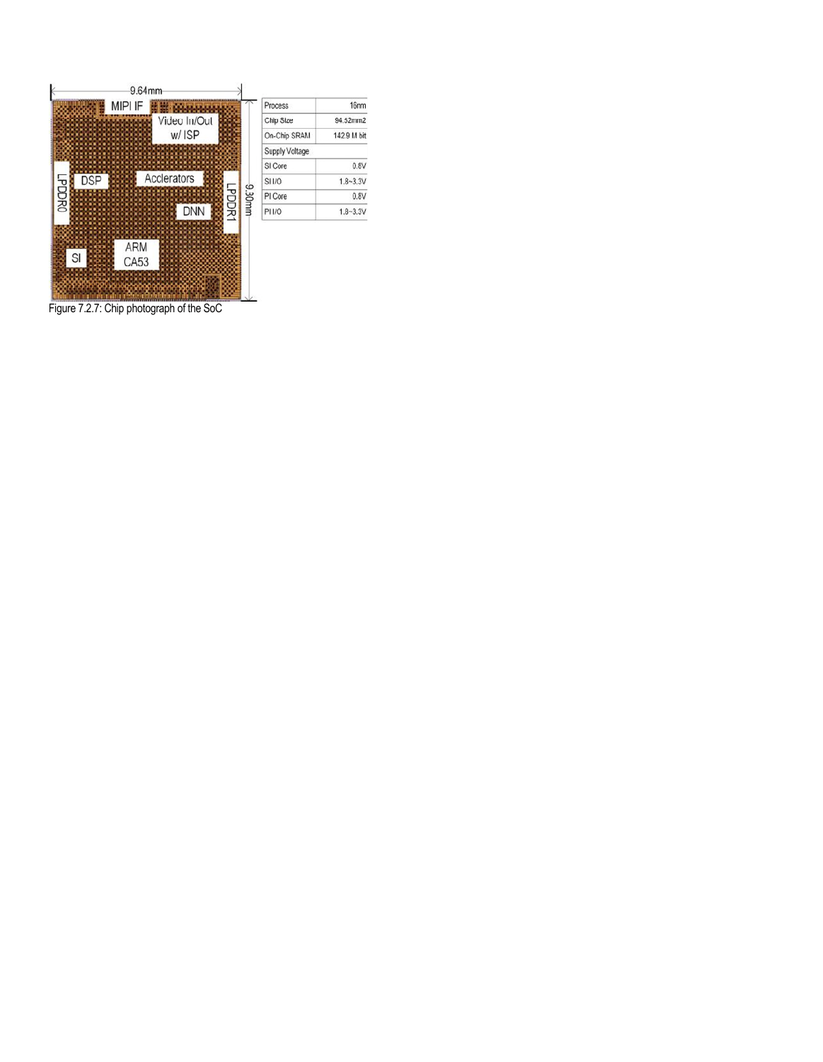9.64mm

MIPI IF

Video In/Out w/ ISP

LPDDR0

DSP

Acclerators

DNN

LPDDR1

9.30mm

SI

ARM CA53

| | |
|---|---|
| Process | 16nm |
| Chip Size | 94.52mm2 |
| On-Chip SRAM | 142.9 M bit |
| Supply Voltage | |
| SI Core | 0.8V |
| SI I/O | 1.8~3.3V |
| PI Core | 0.8V |
| PI I/O | 1.8~3.3V |

Figure 7.2.7: Chip photograph of the SoC